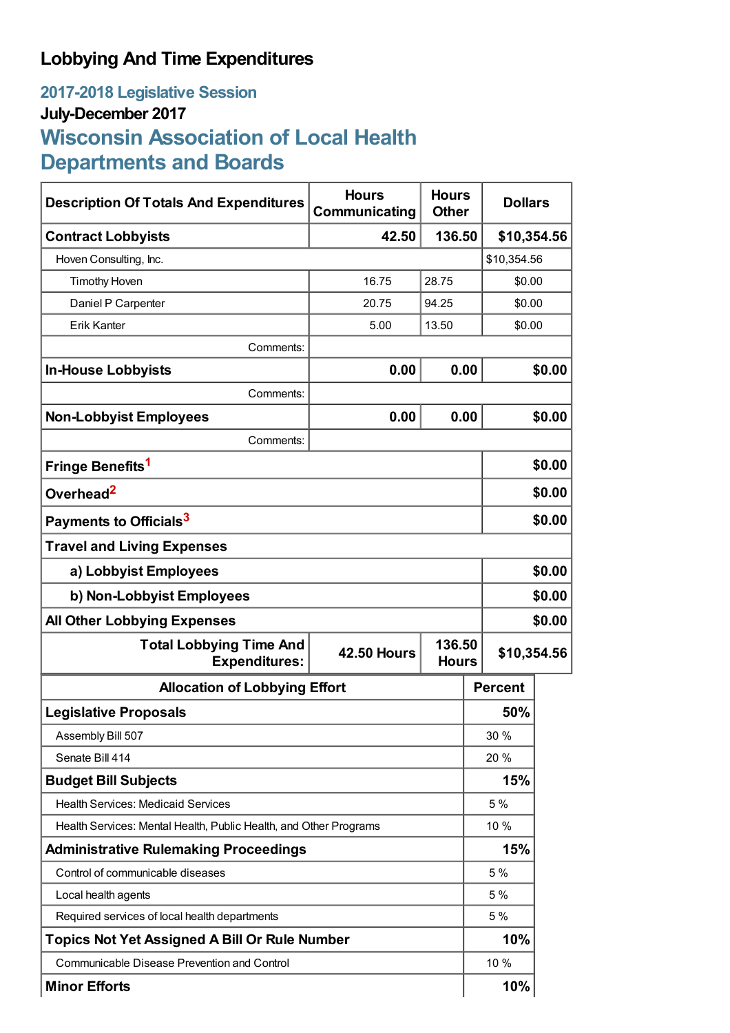# Lobbying And Time Expenditures

## 2017-2018 Legislative Session

### July-December 2017

## Wisconsin Association of Local Health Departments and Boards

| Description Of Totals And Expenditures | Hours Communicating | Hours Other | Dollars |
|---|---|---|---|
| **Contract Lobbyists** | **42.50** | **136.50** | **$10,354.56** |
| Hoven Consulting, Inc. | | | $10,354.56 |
| Timothy Hoven | 16.75 | 28.75 | $0.00 |
| Daniel P Carpenter | 20.75 | 94.25 | $0.00 |
| Erik Kanter | 5.00 | 13.50 | $0.00 |
| Comments: | | | |
| **In-House Lobbyists** | **0.00** | **0.00** | **$0.00** |
| Comments: | | | |
| **Non-Lobbyist Employees** | **0.00** | **0.00** | **$0.00** |
| Comments: | | | |
| **Fringe Benefits**[1] | | | **$0.00** |
| **Overhead**[2] | | | **$0.00** |
| **Payments to Officials**[3] | | | **$0.00** |
| **Travel and Living Expenses** | | | |
| **a) Lobbyist Employees** | | | **$0.00** |
| **b) Non-Lobbyist Employees** | | | **$0.00** |
| **All Other Lobbying Expenses** | | | **$0.00** |
| **Total Lobbying Time And Expenditures:** | **42.50 Hours** | **136.50 Hours** | **$10,354.56** |

| Allocation of Lobbying Effort | Percent |
|---|---|
| **Legislative Proposals** | **50%** |
| Assembly Bill 507 | 30 % |
| Senate Bill 414 | 20 % |
| **Budget Bill Subjects** | **15%** |
| Health Services: Medicaid Services | 5 % |
| Health Services: Mental Health, Public Health, and Other Programs | 10 % |
| **Administrative Rulemaking Proceedings** | **15%** |
| Control of communicable diseases | 5 % |
| Local health agents | 5 % |
| Required services of local health departments | 5 % |
| **Topics Not Yet Assigned A Bill Or Rule Number** | **10%** |
| Communicable Disease Prevention and Control | 10 % |
| **Minor Efforts** | **10%** |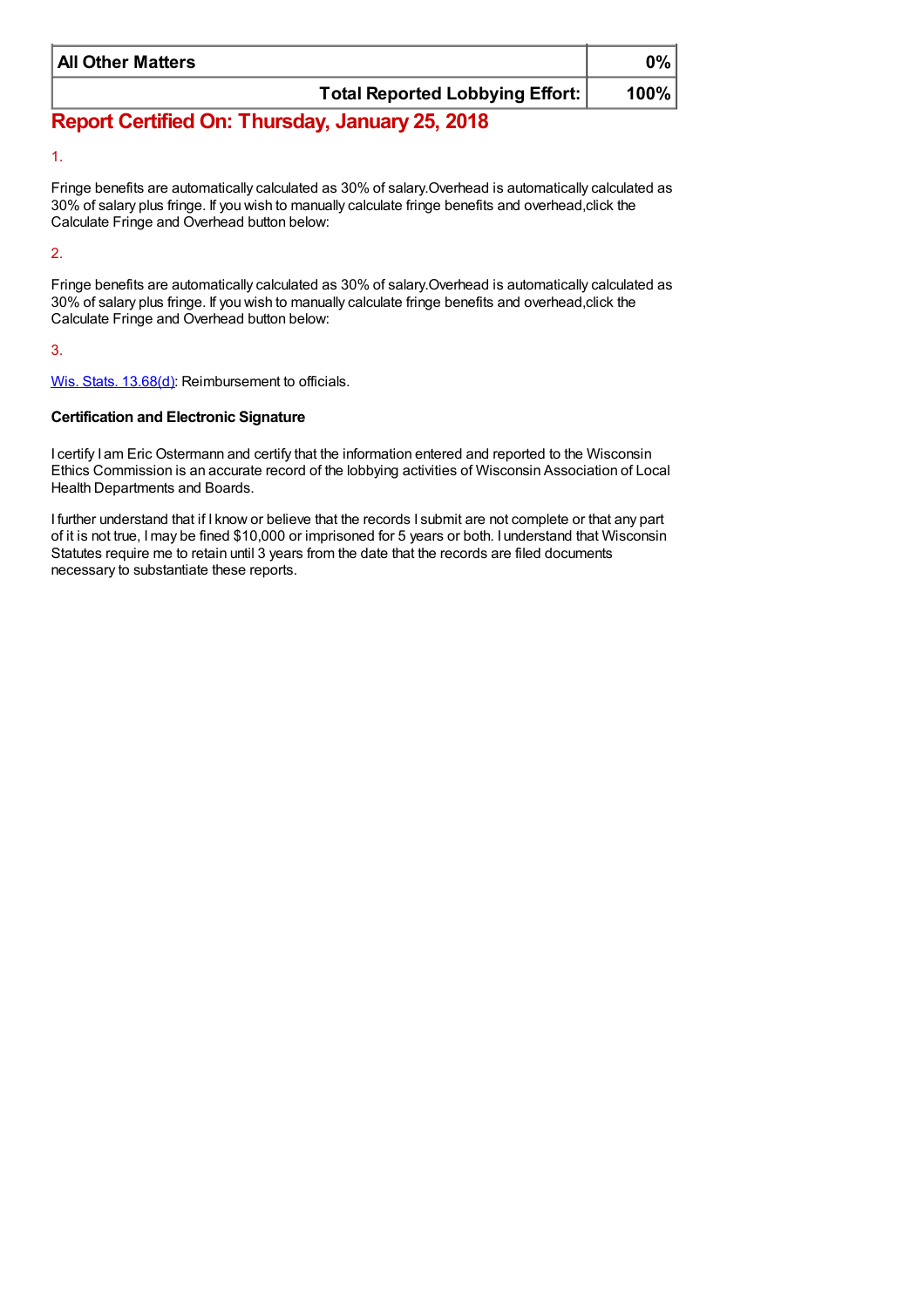| | |
|---|---|
| **All Other Matters** | **0%** |
| **Total Reported Lobbying Effort:** | **100%** |

## Report Certified On: Thursday, January 25, 2018

1.

Fringe benefits are automatically calculated as 30% of salary.Overhead is automatically calculated as 30% of salary plus fringe. If you wish to manually calculate fringe benefits and overhead,click the Calculate Fringe and Overhead button below:

2.

Fringe benefits are automatically calculated as 30% of salary.Overhead is automatically calculated as 30% of salary plus fringe. If you wish to manually calculate fringe benefits and overhead,click the Calculate Fringe and Overhead button below:

3.

Wis. Stats. 13.68(d): Reimbursement to officials.

**Certification and Electronic Signature**

I certify I am Eric Ostermann and certify that the information entered and reported to the Wisconsin Ethics Commission is an accurate record of the lobbying activities of Wisconsin Association of Local Health Departments and Boards.

I further understand that if I know or believe that the records I submit are not complete or that any part of it is not true, I may be fined $10,000 or imprisoned for 5 years or both. I understand that Wisconsin Statutes require me to retain until 3 years from the date that the records are filed documents necessary to substantiate these reports.